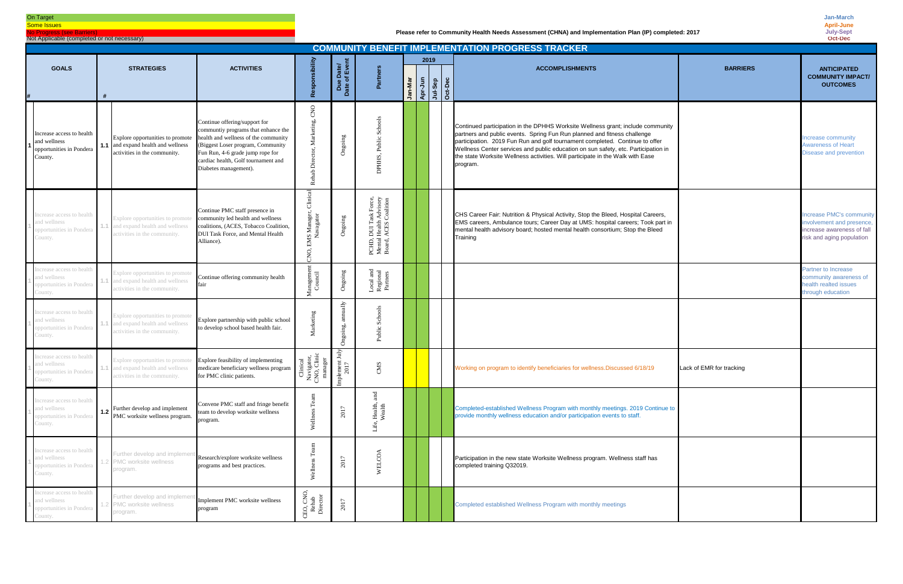On Target
Some Issues
No Progress (see Barriers)
Not Applicable (completed or not necessary)

Please refer to Community Health Needs Assessment (CHNA) and Implementation Plan (IP) completed: 2017

Jan-March
April-June
July-Sept
Oct-Dec

# COMMUNITY BENEFIT IMPLEMENTATION PROGRESS TRACKER

| # | GOALS | # | STRATEGIES | ACTIVITIES | Responsibility | Due Date/ Date of Event | Partners | 2019 Jan-Mar | Apr-Jun | Jul-Sep | Oct-Dec | ACCOMPLISHMENTS | BARRIERS | ANTICIPATED COMMUNITY IMPACT/ OUTCOMES |
|---|---|---|---|---|---|---|---|---|---|---|---|---|---|---|
| 1 | Increase access to health and wellness opportunities in Pondera County. | 1.1 | Explore opportunities to promote and expand health and wellness activities in the community. | Continue offering/support for communtiy programs that enhance the health and wellness of the community (Biggest Loser program, Community Fun Run, 4-6 grade jump rope for cardiac health, Golf tournament and Diabetes management). | Rehab Director, Marketing, CNO | Ongoing | DPHHS, Public Schools | | | | | Continued participation in the DPHHS Worksite Wellness grant; include community partners and public events. Spring Fun Run planned and fitness challenge participation. 2019 Fun Run and golf tournament completed. Continue to offer Wellness Center services and public education on sun safety, etc. Participation in the state Worksite Wellness activities. Will participate in the Walk with Ease program. | | Increase community Awareness of Heart Disease and prevention |
| 1 | Increase access to health and wellness opportunities in Pondera County. | 1.1 | Explore opportunities to promote and expand health and wellness activities in the community. | Continue PMC staff presence in community led health and wellness coalitions, (ACES, Tobacco Coalition, DUI Task Force, and Mental Health Alliance). | CNO, EMS Manager, Clinical Navagator | Ongoing | PCHD, DUI Task Force, Mental Health Advisory Board, ACES Coalition | | | | | CHS Career Fair: Nutrition & Physical Activity, Stop the Bleed, Hospital Careers, EMS careers, Ambulance tours; Career Day at UMS: hospital careers; Took part in mental health advisory board; hosted mental health consortium; Stop the Bleed Training | | Increase PMC's community involvement and presence, increase awareness of fall risk and aging population |
| 1 | Increase access to health and wellness opportunities in Pondera County. | 1.1 | Explore opportunities to promote and expand health and wellness activities in the community. | Continue offering community health fair | Management Council | Ongoing | Local and Regional Partners | | | | | | | Partner to Increase community awareness of health realted issues through education |
| 1 | Increase access to health and wellness opportunities in Pondera County. | 1.1 | Explore opportunities to promote and expand health and wellness activities in the community. | Explore partnership with public school to develop school based health fair. | Marketing | Ongoing, annually | Public Schools | | | | | | | |
| 1 | Increase access to health and wellness opportunities in Pondera County. | 1.1 | Explore opportunities to promote and expand health and wellness activities in the community. | Explore feasibility of implementing medicare beneficiary wellness program for PMC clinic patients. | Clinical Navigator, CNO, Clinic manager | Implement July 2017 | CMS | | | | | Working on program to identify beneficiaries for wellness.Discussed 6/18/19 | Lack of EMR for tracking | |
| 1 | Increase access to health and wellness opportunities in Pondera County. | 1.2 | Further develop and implement PMC worksite wellness program. | Convene PMC staff and fringe benefit team to develop worksite wellness program. | Wellness Team | 2017 | Life, Health, and Wealth | | | | | Completed-established Wellness Program with monthly meetings. 2019 Continue to provide monthly wellness education and/or participation events to staff. | | |
| 1 | Increase access to health and wellness opportunities in Pondera County. | 1.2 | Further develop and implement PMC worksite wellness program. | Research/explore worksite wellness programs and best practices. | Wellness Team | 2017 | WELCOA | | | | | Participation in the new state Worksite Wellness program. Wellness staff has completed training Q32019. | | |
| 1 | Increase access to health and wellness opportunities in Pondera County. | 1.2 | Further develop and implement PMC worksite wellness program. | Implement PMC worksite wellness program | CEO, CNO, Rehab Director | 2017 | | | | | | Completed established Wellness Program with monthly meetings | | |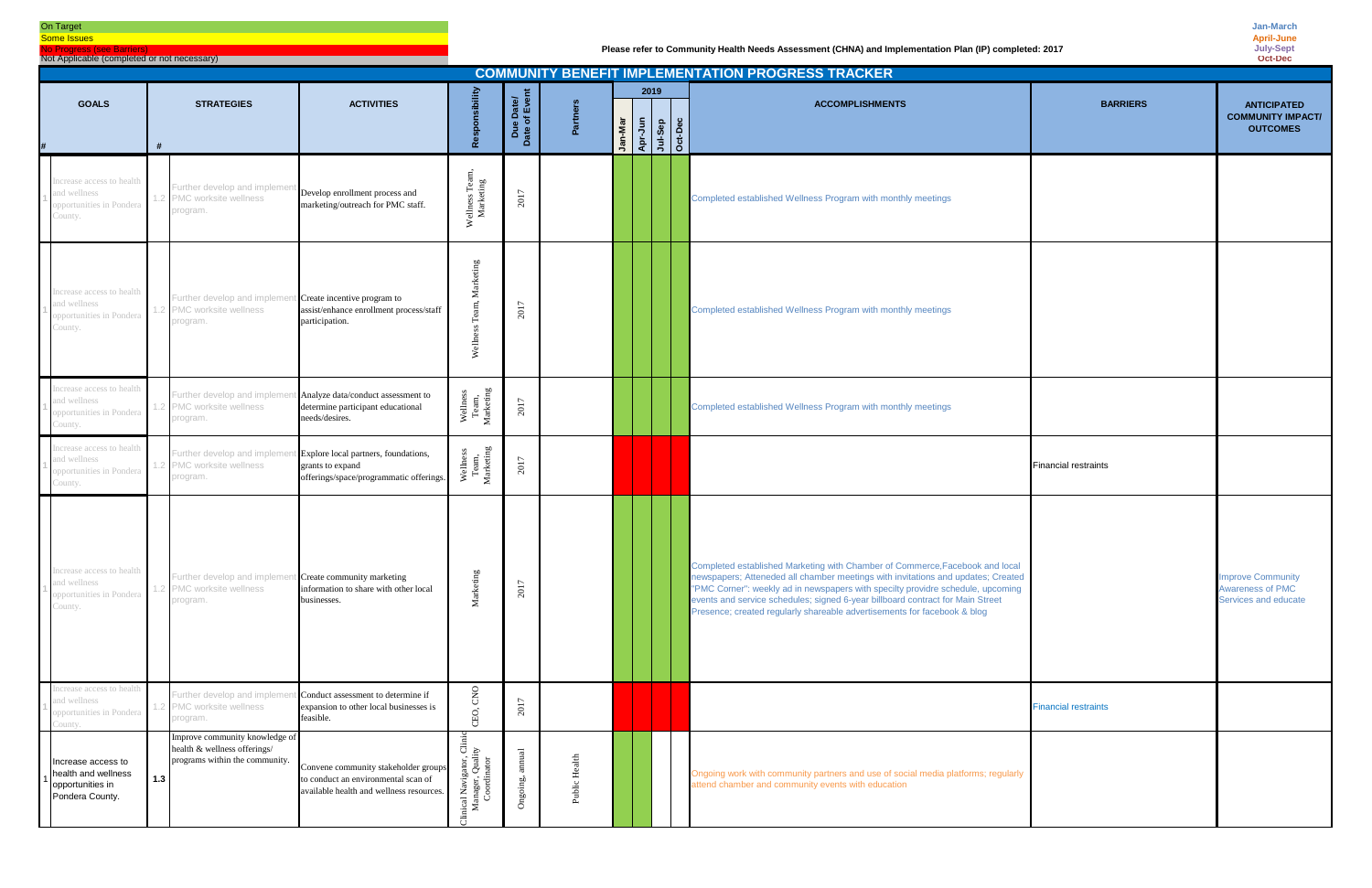On Target
Some Issues
No Progress (see Barriers)
Not Applicable (completed or not necessary)

Please refer to Community Health Needs Assessment (CHNA) and Implementation Plan (IP) completed: 2017

Jan-March
April-June
July-Sept
Oct-Dec

# COMMUNITY BENEFIT IMPLEMENTATION PROGRESS TRACKER

| # | GOALS | # | STRATEGIES | ACTIVITIES | Responsibility | Due Date/ Date of Event | Partners | 2019 Jan-Mar | 2019 Apr-Jun | 2019 Jul-Sep | 2019 Oct-Dec | ACCOMPLISHMENTS | BARRIERS | ANTICIPATED COMMUNITY IMPACT/ OUTCOMES |
|---|---|---|---|---|---|---|---|---|---|---|---|---|---|---|
| 1 | Increase access to health and wellness opportunities in Pondera County. | 1.2 | Further develop and implement PMC worksite wellness program. | Develop enrollment process and marketing/outreach for PMC staff. | Wellness Team, Marketing | 2017 | | | | | | Completed established Wellness Program with monthly meetings | | |
| 1 | Increase access to health and wellness opportunities in Pondera County. | 1.2 | Further develop and implement PMC worksite wellness program. | Create incentive program to assist/enhance enrollment process/staff participation. | Wellness Team, Marketing | 2017 | | | | | | Completed established Wellness Program with monthly meetings | | |
| 1 | Increase access to health and wellness opportunities in Pondera County. | 1.2 | Further develop and implement PMC worksite wellness program. | Analyze data/conduct assessment to determine participant educational needs/desires. | Wellness Team, Marketing | 2017 | | | | | | Completed established Wellness Program with monthly meetings | | |
| 1 | Increase access to health and wellness opportunities in Pondera County. | 1.2 | Further develop and implement PMC worksite wellness program. | Explore local partners, foundations, grants to expand offerings/space/programmatic offerings. | Wellness Team, Marketing | 2017 | | | | | | | Financial restraints | |
| 1 | Increase access to health and wellness opportunities in Pondera County. | 1.2 | Further develop and implement PMC worksite wellness program. | Create community marketing information to share with other local businesses. | Marketing | 2017 | | | | | | Completed established Marketing with Chamber of Commerce,Facebook and local newspapers; Atteneded all chamber meetings with invitations and updates; Created "PMC Corner": weekly ad in newspapers with specilty providre schedule, upcoming events and service schedules; signed 6-year billboard contract for Main Street Presence; created regularly shareable advertisements for facebook & blog | | Improve Community Awareness of PMC Services and educate |
| 1 | Increase access to health and wellness opportunities in Pondera County. | 1.2 | Further develop and implement PMC worksite wellness program. | Conduct assessment to determine if expansion to other local businesses is feasible. | CEO, CNO | 2017 | | | | | | | Financial restraints | |
| 1 | Increase access to health and wellness opportunities in Pondera County. | 1.3 | Improve community knowledge of health & wellness offerings/ programs within the community. | Convene community stakeholder groups to conduct an environmental scan of available health and wellness resources. | Clinical Navigator, Clinic Manager, Quality Coordinator | Ongoing, annual | Public Health | | | | | Ongoing work with community partners and use of social media platforms; regularly attend chamber and community events with education | | |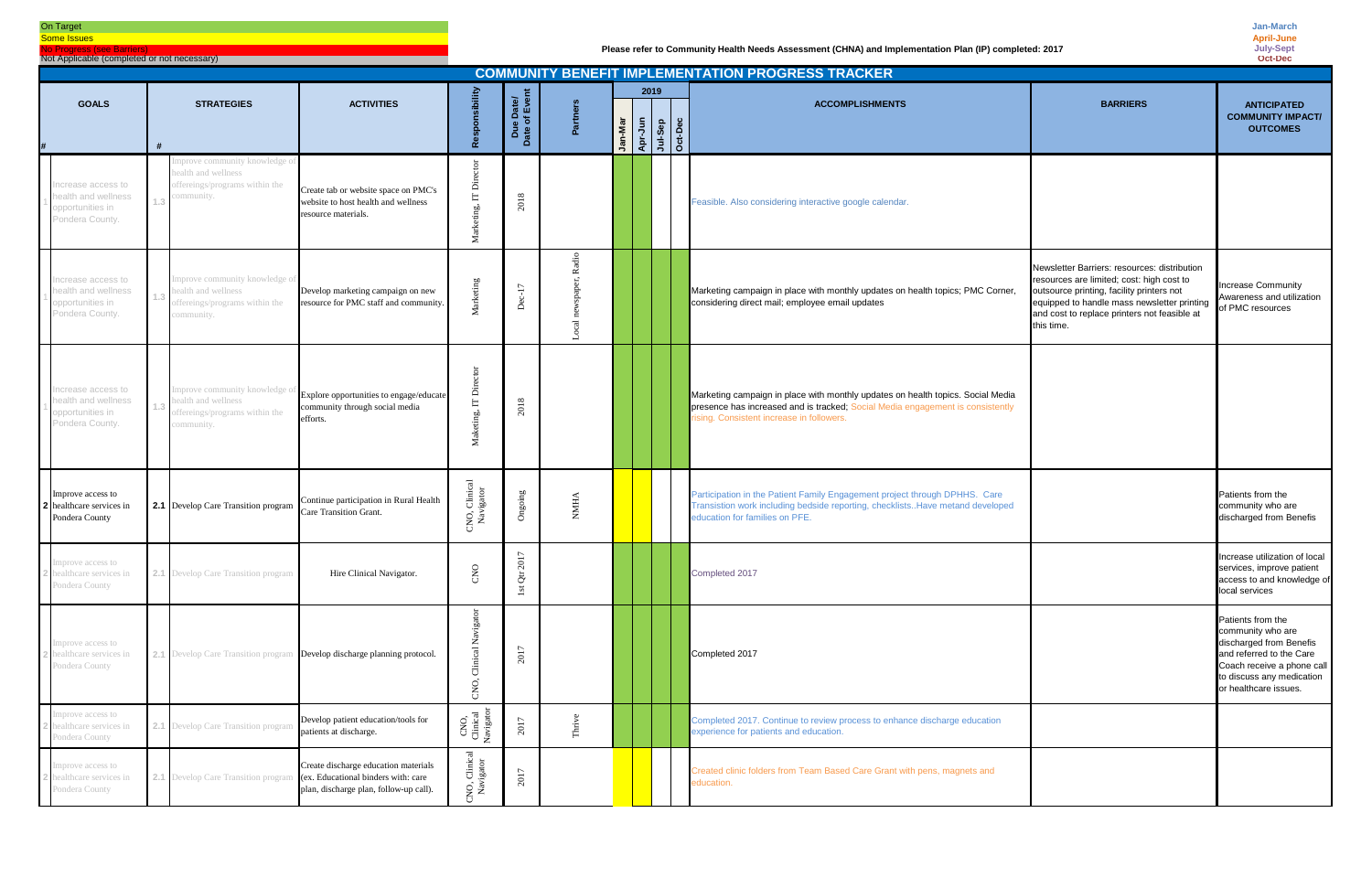On Target
Some Issues
No Progress (see Barriers)
Not Applicable (completed or not necessary)

**Please refer to Community Health Needs Assessment (CHNA) and Implementation Plan (IP) completed: 2017**

Jan-March
April-June
July-Sept
Oct-Dec

# COMMUNITY BENEFIT IMPLEMENTATION PROGRESS TRACKER

| # | GOALS | # | STRATEGIES | ACTIVITIES | Responsibility | Due Date/ Date of Event | Partners | 2019 Jan-Mar | 2019 Apr-Jun | 2019 Jul-Sep | 2019 Oct-Dec | ACCOMPLISHMENTS | BARRIERS | ANTICIPATED COMMUNITY IMPACT/ OUTCOMES |
|---|---|---|---|---|---|---|---|---|---|---|---|---|---|---|
| 1 | Increase access to health and wellness opportunities in Pondera County. | 1.3 | Improve community knowledge of health and wellness offereings/programs within the community. | Create tab or website space on PMC's website to host health and wellness resource materials. | Marketing, IT Director | 2018 | | | | | | Feasible. Also considering interactive google calendar. | | |
| 1 | Increase access to health and wellness opportunities in Pondera County. | 1.3 | Improve community knowledge of health and wellness offereings/programs within the community. | Develop marketing campaign on new resource for PMC staff and community. | Marketing | Dec-17 | Local newspaper, Radio | | | | | Marketing campaign in place with monthly updates on health topics; PMC Corner, considering direct mail; employee email updates | Newsletter Barriers: resources: distribution resources are limited; cost: high cost to outsource printing, facility printers not equipped to handle mass newsletter printing and cost to replace printers not feasible at this time. | Increase Community Awareness and utilization of PMC resources |
| 1 | Increase access to health and wellness opportunities in Pondera County. | 1.3 | Improve community knowledge of health and wellness offereings/programs within the community. | Explore opportunities to engage/educate community through social media efforts. | Maketing, IT Director | 2018 | | | | | | Marketing campaign in place with monthly updates on health topics. Social Media presence has increased and is tracked; Social Media engagement is consistently rising. Consistent increase in followers. | | |
| 2 | Improve access to healthcare services in Pondera County | 2.1 | Develop Care Transition program | Continue participation in Rural Health Care Transition Grant. | CNO, Clinical Navigator | Ongoing | NMHA | | | | | Participation in the Patient Family Engagement project through DPHHS. Care Transistion work including bedside reporting, checklists..Have metand developed education for families on PFE. | | Patients from the community who are discharged from Benefis |
| 2 | Improve access to healthcare services in Pondera County | 2.1 | Develop Care Transition program | Hire Clinical Navigator. | CNO | 1st Qtr 2017 | | | | | | Completed 2017 | | Increase utilization of local services, improve patient access to and knowledge of local services |
| 2 | Improve access to healthcare services in Pondera County | 2.1 | Develop Care Transition program | Develop discharge planning protocol. | CNO, Clinical Navigator | 2017 | | | | | | Completed 2017 | | Patients from the community who are discharged from Benefis and referred to the Care Coach receive a phone call to discuss any medication or healthcare issues. |
| 2 | Improve access to healthcare services in Pondera County | 2.1 | Develop Care Transition program | Develop patient education/tools for patients at discharge. | CNO, Clinical Navigator | 2017 | Thrive | | | | | Completed 2017. Continue to review process to enhance discharge education experience for patients and education. | | |
| 2 | Improve access to healthcare services in Pondera County | 2.1 | Develop Care Transition program | Create discharge education materials (ex. Educational binders with: care plan, discharge plan, follow-up call). | CNO, Clinical Navigator | 2017 | | | | | | Created clinic folders from Team Based Care Grant with pens, magnets and education. | | |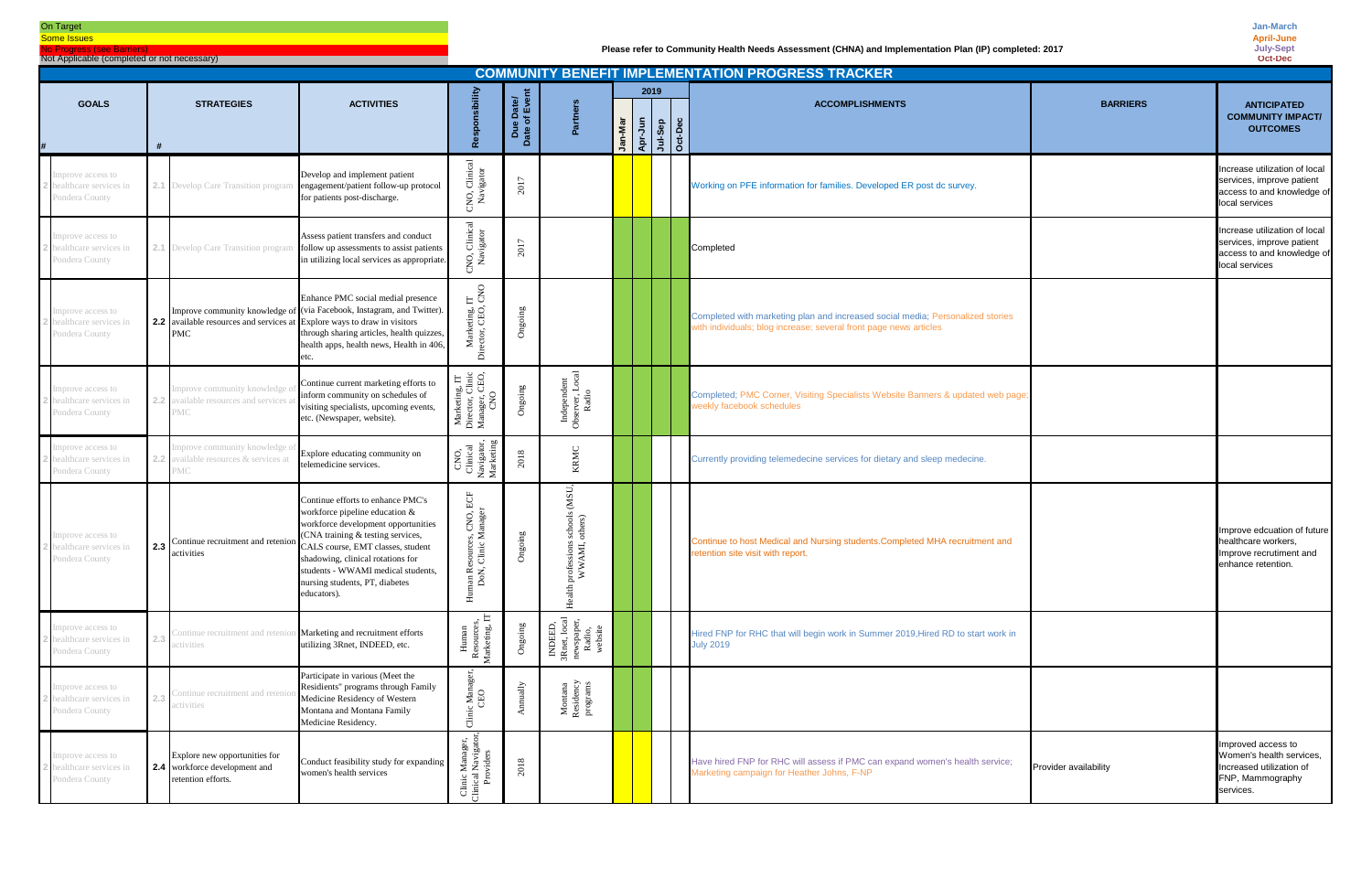On Target
Some Issues
No Progress (see Barriers)
Not Applicable (completed or not necessary)

**Please refer to Community Health Needs Assessment (CHNA) and Implementation Plan (IP) completed: 2017**

Jan-March
April-June
July-Sept
Oct-Dec

# COMMUNITY BENEFIT IMPLEMENTATION PROGRESS TRACKER

| # | GOALS | # | STRATEGIES | ACTIVITIES | Responsibility | Due Date/ Date of Event | Partners | 2019 Jan-Mar | 2019 Apr-Jun | 2019 Jul-Sep | 2019 Oct-Dec | ACCOMPLISHMENTS | BARRIERS | ANTICIPATED COMMUNITY IMPACT/ OUTCOMES |
|---|---|---|---|---|---|---|---|---|---|---|---|---|---|---|
| 2 | Improve access to healthcare services in Pondera County | 2.1 | Develop Care Transition program | Develop and implement patient engagement/patient follow-up protocol for patients post-discharge. | CNO, Clinical Navigator | 2017 | | | | | | Working on PFE information for families. Developed ER post dc survey. | | Increase utilization of local services, improve patient access to and knowledge of local services |
| 2 | Improve access to healthcare services in Pondera County | 2.1 | Develop Care Transition program | Assess patient transfers and conduct follow up assessments to assist patients in utilizing local services as appropriate. | CNO, Clinical Navigator | 2017 | | | | | | Completed | | Increase utilization of local services, improve patient access to and knowledge of local services |
| 2 | Improve access to healthcare services in Pondera County | 2.2 | Improve community knowledge of available resources and services at PMC | Enhance PMC social medial presence (via Facebook, Instagram, and Twitter). Explore ways to draw in visitors through sharing articles, health quizzes, health apps, health news, Health in 406, etc. | Marketing, IT Director, CEO, CNO | Ongoing | | | | | | Completed with marketing plan and increased social media; Personalized stories with individuals; blog increase; several front page news articles | | |
| 2 | Improve access to healthcare services in Pondera County | 2.2 | Improve community knowledge of available resources and services at PMC | Continue current marketing efforts to inform community on schedules of visiting specialists, upcoming events, etc. (Newspaper, website). | Marketing, IT Director, Clinic Manager, CEO, CNO | Ongoing | Independent Observer, Local Radio | | | | | Completed; PMC Corner, Visiting Specialists Website Banners & updated web page; weekly facebook schedules | | |
| 2 | Improve access to healthcare services in Pondera County | 2.2 | Improve community knowledge of available resources & services at PMC | Explore educating community on telemedicine services. | CNO, Clinical Navigator, Marketing | 2018 | KRMC | | | | | Currently providing telemedecine services for dietary and sleep medecine. | | |
| 2 | Improve access to healthcare services in Pondera County | 2.3 | Continue recruitment and retenion activities | Continue efforts to enhance PMC's workforce pipeline education & workforce development opportunities (CNA training & testing services, CALS course, EMT classes, student shadowing, clinical rotations for students - WWAMI medical students, nursing students, PT, diabetes educators). | Human Resources, CNO, ECF DoN, Clinic Manager | Ongoing | Health professions schools (MSU, WWAMI, others) | | | | | Continue to host Medical and Nursing students.Completed MHA recruitment and retention site visit with report. | | Improve edcuation of future healthcare workers, Improve recrutiment and enhance retention. |
| 2 | Improve access to healthcare services in Pondera County | 2.3 | Continue recruitment and retenion activities | Marketing and recruitment efforts utilizing 3Rnet, INDEED, etc. | Human Resources, Marketing, IT | Ongoing | INDEED, 3Rnet, local newspaper, Radio, website | | | | | Hired FNP for RHC that will begin work in Summer 2019,Hired RD to start work in July 2019 | | |
| 2 | Improve access to healthcare services in Pondera County | 2.3 | Continue recruitment and retenion activities | Participate in various (Meet the Residients" programs through Family Medicine Residency of Western Montana and Montana Family Medicine Residency. | Clinic Manager, CEO | Annually | Montana Residency programs | | | | | | | |
| 2 | Improve access to healthcare services in Pondera County | 2.4 | Explore new opportunities for workforce development and retention efforts. | Conduct feasibility study for expanding women's health services | Clinic Manager, Clinical Navigator, Providers | 2018 | | | | | | Have hired FNP for RHC will assess if PMC can expand women's health service; Marketing campaign for Heather Johns, F-NP | Provider availability | Improved access to Women's health services, Increased utilization of FNP, Mammography services. |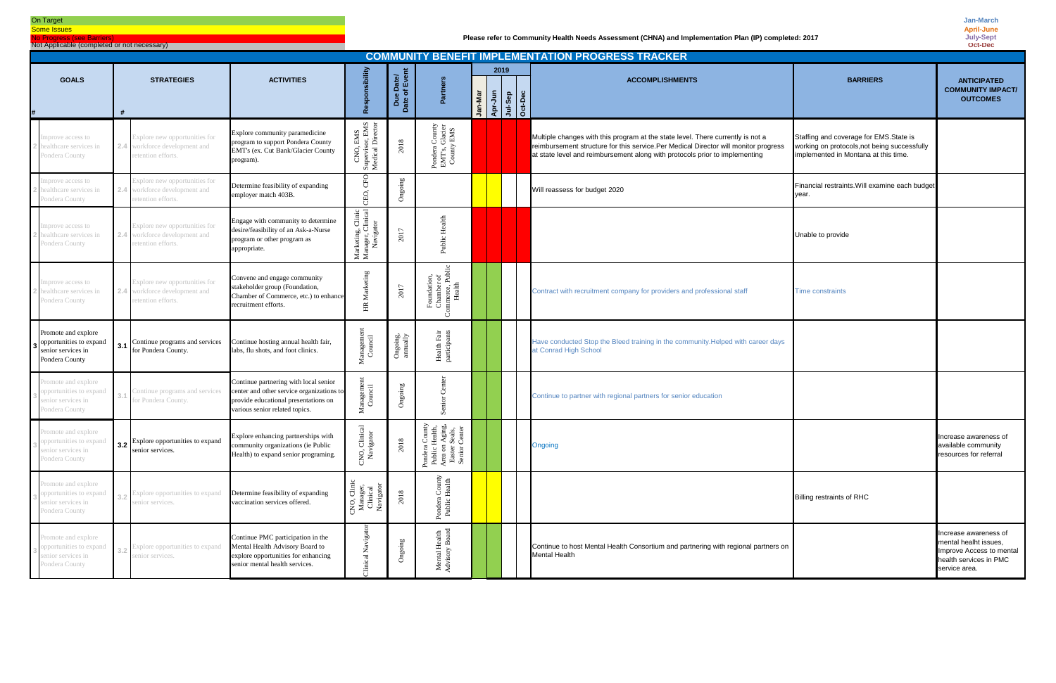On Target
Some Issues
No Progress (see Barriers)
Not Applicable (completed or not necessary)

Please refer to Community Health Needs Assessment (CHNA) and Implementation Plan (IP) completed: 2017

Jan-March
April-June
July-Sept
Oct-Dec

# COMMUNITY BENEFIT IMPLEMENTATION PROGRESS TRACKER

| # | GOALS | # | STRATEGIES | ACTIVITIES | Responsibility | Due Date/ Date of Event | Partners | 2019 Jan-Mar | 2019 Apr-Jun | 2019 Jul-Sep | 2019 Oct-Dec | ACCOMPLISHMENTS | BARRIERS | ANTICIPATED COMMUNITY IMPACT/ OUTCOMES |
|---|---|---|---|---|---|---|---|---|---|---|---|---|---|---|
| 2 | Improve access to healthcare services in Pondera County | 2.4 | Explore new opportunities for workforce development and retention efforts. | Explore community paramedicine program to support Pondera County EMT's (ex. Cut Bank/Glacier County program). | CNO, EMS Supervisor, EMS Medical Director | 2018 | Pondera County EMT's, Glacier County EMS | | | | | Multiple changes with this program at the state level. There currently is not a reimbursement structure for this service.Per Medical Director will monitor progress at state level and reimbursement along with protocols prior to implementing | Staffing and coverage for EMS.State is working on protocols,not being successfully implemented in Montana at this time. | |
| 2 | Improve access to healthcare services in Pondera County | 2.4 | Explore new opportunities for workforce development and retention efforts. | Determine feasibility of expanding employer match 403B. | CEO, CFO | Ongoing | | | | | | Will reassess for budget 2020 | Financial restraints.Will examine each budget year. | |
| 2 | Improve access to healthcare services in Pondera County | 2.4 | Explore new opportunities for workforce development and retention efforts. | Engage with community to determine desire/feasibility of an Ask-a-Nurse program or other program as appropriate. | Marketing, Clinic Manager, Clinical Navigator | 2017 | Public Health | | | | | | Unable to provide | |
| 2 | Improve access to healthcare services in Pondera County | 2.4 | Explore new opportunities for workforce development and retention efforts. | Convene and engage community stakeholder group (Foundation, Chamber of Commerce, etc.) to enhance recruitment efforts. | HR Marketing | 2017 | Foundation, Chamber of Commerce, Public Health | | | | | Contract with recruitment company for providers and professional staff | Time constraints | |
| 3 | Promote and explore opportunities to expand senior services in Pondera County | 3.1 | Continue programs and services for Pondera County. | Continue hosting annual health fair, labs, flu shots, and foot clinics. | Management Council | Ongoing, annually | Health Fair participants | | | | | Have conducted Stop the Bleed training in the community.Helped with career days at Conrad High School | | |
| 3 | Promote and explore opportunities to expand senior services in Pondera County | 3.1 | Continue programs and services for Pondera County. | Continue partnering with local senior center and other service organizations to provide educational presentations on various senior related topics. | Management Council | Ongoing | Senior Center | | | | | Continue to partner with regional partners for senior education | | |
| 3 | Promote and explore opportunities to expand senior services in Pondera County | 3.2 | Explore opportunities to expand senior services. | Explore enhancing partnerships with community organizations (ie Public Health) to expand senior programing. | CNO, Clinical Navigator | 2018 | Pondera County Public Health, Area on Aging, Easter Seals, Senior Center | | | | | Ongoing | | Increase awareness of available community resources for referral |
| 3 | Promote and explore opportunities to expand senior services in Pondera County | 3.2 | Explore opportunities to expand senior services. | Determine feasibility of expanding vaccination services offered. | CNO, Clinic Manager, Clinical Navigator | 2018 | Pondera County Public Health | | | | | | Billing restraints of RHC | |
| 3 | Promote and explore opportunities to expand senior services in Pondera County | 3.2 | Explore opportunities to expand senior services. | Continue PMC participation in the Mental Health Advisory Board to explore opportunities for enhancing senior mental health services. | Clinical Navigator | Ongoing | Mental Health Advisory Board | | | | | Continue to host Mental Health Consortium and partnering with regional partners on Mental Health | | Increase awareness of mental healht issues, Improve Access to mental health services in PMC service area. |